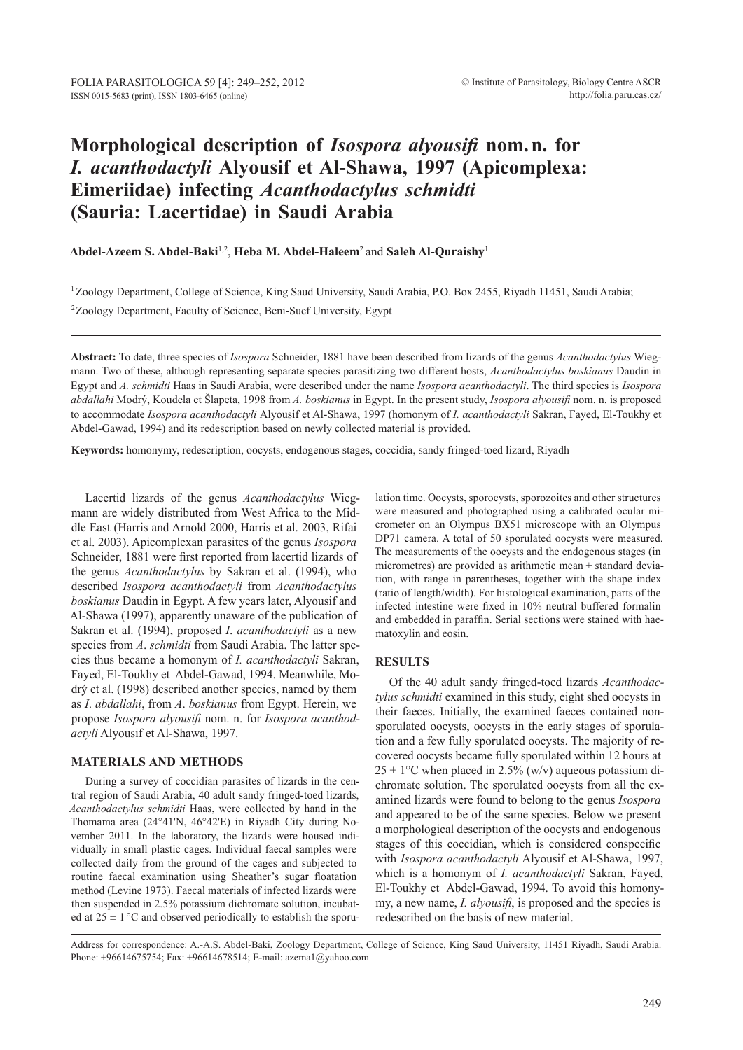# Morphological description of *Isospora alyousifi* nom. n. for *I. acanthodactyli* Alyousif et Al-Shawa, 1997 (Apicomplexa: Eimeriidae) infecting *Acanthodactylus schmidti* (Sauria: Lacertidae) in Saudi Arabia

**Abdel-Azeem S. Abdel-Baki**[1,2], **Heba M. Abdel-Haleem**[2] and **Saleh Al-Quraishy**[1]

[1] Zoology Department, College of Science, King Saud University, Saudi Arabia, P.O. Box 2455, Riyadh 11451, Saudi Arabia;

[2] Zoology Department, Faculty of Science, Beni-Suef University, Egypt

**Abstract:** To date, three species of *Isospora* Schneider, 1881 have been described from lizards of the genus *Acanthodactylus* Wiegmann. Two of these, although representing separate species parasitizing two different hosts, *Acanthodactylus boskianus* Daudin in Egypt and *A. schmidti* Haas in Saudi Arabia, were described under the name *Isospora acanthodactyli*. The third species is *Isospora abdallahi* Modrý, Koudela et Šlapeta, 1998 from *A. boskianus* in Egypt. In the present study, *Isospora alyousifi* nom. n. is proposed to accommodate *Isospora acanthodactyli* Alyousif et Al-Shawa, 1997 (homonym of *I. acanthodactyli* Sakran, Fayed, El-Toukhy et Abdel-Gawad, 1994) and its redescription based on newly collected material is provided.

**Keywords:** homonymy, redescription, oocysts, endogenous stages, coccidia, sandy fringed-toed lizard, Riyadh

Lacertid lizards of the genus *Acanthodactylus* Wiegmann are widely distributed from West Africa to the Middle East (Harris and Arnold 2000, Harris et al. 2003, Rifai et al. 2003). Apicomplexan parasites of the genus *Isospora* Schneider, 1881 were first reported from lacertid lizards of the genus *Acanthodactylus* by Sakran et al. (1994), who described *Isospora acanthodactyli* from *Acanthodactylus boskianus* Daudin in Egypt. A few years later, Alyousif and Al-Shawa (1997), apparently unaware of the publication of Sakran et al. (1994), proposed *I. acanthodactyli* as a new species from *A. schmidti* from Saudi Arabia. The latter species thus became a homonym of *I. acanthodactyli* Sakran, Fayed, El-Toukhy et Abdel-Gawad, 1994. Meanwhile, Modrý et al. (1998) described another species, named by them as *I. abdallahi*, from *A. boskianus* from Egypt. Herein, we propose *Isospora alyousifi* nom. n. for *Isospora acanthodactyli* Alyousif et Al-Shawa, 1997.

## MATERIALS AND METHODS

During a survey of coccidian parasites of lizards in the central region of Saudi Arabia, 40 adult sandy fringed-toed lizards, *Acanthodactylus schmidti* Haas, were collected by hand in the Thomama area (24°41'N, 46°42'E) in Riyadh City during November 2011. In the laboratory, the lizards were housed individually in small plastic cages. Individual faecal samples were collected daily from the ground of the cages and subjected to routine faecal examination using Sheather's sugar floatation method (Levine 1973). Faecal materials of infected lizards were then suspended in 2.5% potassium dichromate solution, incubated at 25 ± 1 °C and observed periodically to establish the sporulation time. Oocysts, sporocysts, sporozoites and other structures were measured and photographed using a calibrated ocular micrometer on an Olympus BX51 microscope with an Olympus DP71 camera. A total of 50 sporulated oocysts were measured. The measurements of the oocysts and the endogenous stages (in micrometres) are provided as arithmetic mean ± standard deviation, with range in parentheses, together with the shape index (ratio of length/width). For histological examination, parts of the infected intestine were fixed in 10% neutral buffered formalin and embedded in paraffin. Serial sections were stained with haematoxylin and eosin.

## RESULTS

Of the 40 adult sandy fringed-toed lizards *Acanthodactylus schmidti* examined in this study, eight shed oocysts in their faeces. Initially, the examined faeces contained nonsporulated oocysts, oocysts in the early stages of sporulation and a few fully sporulated oocysts. The majority of recovered oocysts became fully sporulated within 12 hours at 25 ± 1°C when placed in 2.5% (w/v) aqueous potassium dichromate solution. The sporulated oocysts from all the examined lizards were found to belong to the genus *Isospora* and appeared to be of the same species. Below we present a morphological description of the oocysts and endogenous stages of this coccidian, which is considered conspecific with *Isospora acanthodactyli* Alyousif et Al-Shawa, 1997, which is a homonym of *I. acanthodactyli* Sakran, Fayed, El-Toukhy et Abdel-Gawad, 1994. To avoid this homonymy, a new name, *I. alyousifi*, is proposed and the species is redescribed on the basis of new material.

Address for correspondence: A.-A.S. Abdel-Baki, Zoology Department, College of Science, King Saud University, 11451 Riyadh, Saudi Arabia. Phone: +96614675754; Fax: +96614678514; E-mail: azema1@yahoo.com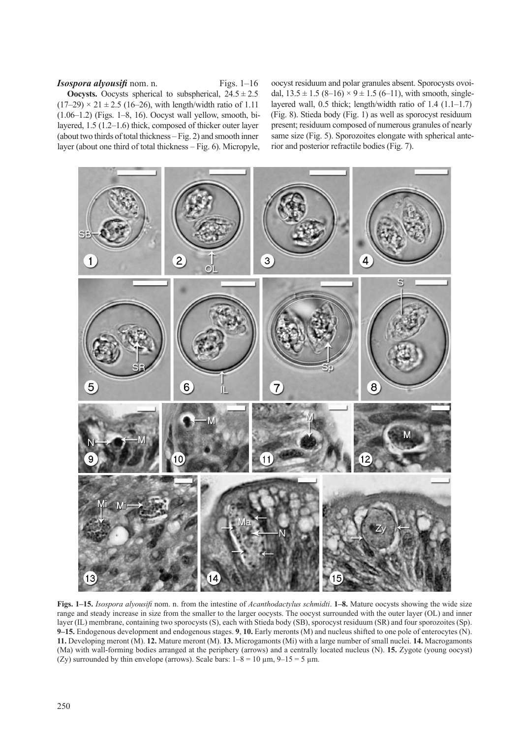***Isospora alyousifi*** **nom. n.** Figs. 1–16

**Oocysts.** Oocysts spherical to subspherical, 24.5 ± 2.5 (17–29) × 21 ± 2.5 (16–26), with length/width ratio of 1.11 (1.06–1.2) (Figs. 1–8, 16). Oocyst wall yellow, smooth, bi-layered, 1.5 (1.2–1.6) thick, composed of thicker outer layer (about two thirds of total thickness – Fig. 2) and smooth inner layer (about one third of total thickness – Fig. 6). Micropyle, oocyst residuum and polar granules absent. Sporocysts ovoidal, 13.5 ± 1.5 (8–16) × 9 ± 1.5 (6–11), with smooth, single-layered wall, 0.5 thick; length/width ratio of 1.4 (1.1–1.7) (Fig. 8). Stieda body (Fig. 1) as well as sporocyst residuum present; residuum composed of numerous granules of nearly same size (Fig. 5). Sporozoites elongate with spherical anterior and posterior refractile bodies (Fig. 7).

**Figs. 1–15.** *Isospora alyousifi* nom. n. from the intestine of *Acanthodactylus schmidti*. **1–8.** Mature oocysts showing the wide size range and steady increase in size from the smaller to the larger oocysts. The oocyst surrounded with the outer layer (OL) and inner layer (IL) membrane, containing two sporocysts (S), each with Stieda body (SB), sporocyst residuum (SR) and four sporozoites (Sp). **9–15.** Endogenous development and endogenous stages. **9**, **10.** Early meronts (M) and nucleus shifted to one pole of enterocytes (N). **11.** Developing meront (M). **12.** Mature meront (M). **13.** Microgamonts (Mi) with a large number of small nuclei. **14.** Macrogamonts (Ma) with wall-forming bodies arranged at the periphery (arrows) and a centrally located nucleus (N). **15.** Zygote (young oocyst) (Zy) surrounded by thin envelope (arrows). Scale bars: 1–8 = 10 µm, 9–15 = 5 µm.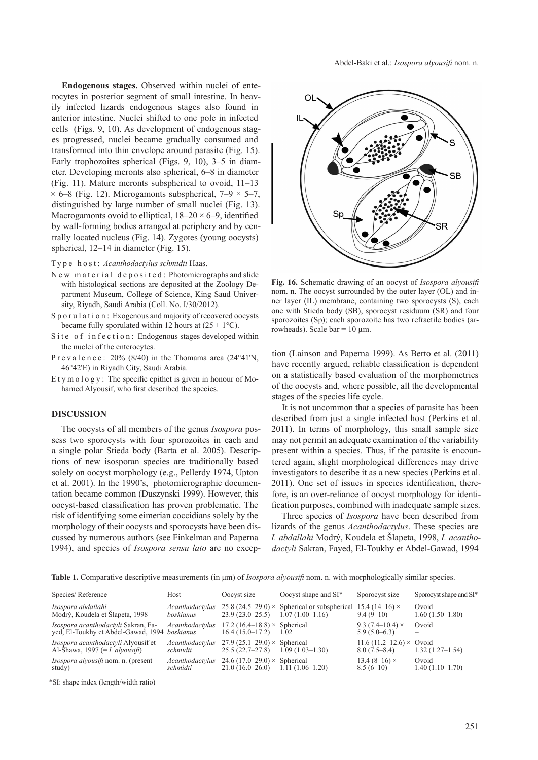**Endogenous stages.** Observed within nuclei of enterocytes in posterior segment of small intestine. In heavily infected lizards endogenous stages also found in anterior intestine. Nuclei shifted to one pole in infected cells (Figs. 9, 10). As development of endogenous stages progressed, nuclei became gradually consumed and transformed into thin envelope around parasite (Fig. 15). Early trophozoites spherical (Figs. 9, 10), 3–5 in diameter. Developing meronts also spherical, 6–8 in diameter (Fig. 11). Mature meronts subspherical to ovoid, 11–13 × 6–8 (Fig. 12). Microgamonts subspherical, 7–9 × 5–7, distinguished by large number of small nuclei (Fig. 13). Macrogamonts ovoid to elliptical, 18–20 × 6–9, identified by wall-forming bodies arranged at periphery and by centrally located nucleus (Fig. 14). Zygotes (young oocysts) spherical, 12–14 in diameter (Fig. 15).

Type host: *Acanthodactylus schmidti* Haas.

New material deposited: Photomicrographs and slide with histological sections are deposited at the Zoology Department Museum, College of Science, King Saud University, Riyadh, Saudi Arabia (Coll. No. I/30/2012).

Sporulation: Exogenous and majority of recovered oocysts became fully sporulated within 12 hours at (25 ± 1°C).

Site of infection: Endogenous stages developed within the nuclei of the enterocytes.

Prevalence: 20% (8/40) in the Thomama area (24°41'N, 46°42'E) in Riyadh City, Saudi Arabia.

Etymology: The specific epithet is given in honour of Mohamed Alyousif, who first described the species.

## DISCUSSION

The oocysts of all members of the genus *Isospora* possess two sporocysts with four sporozoites in each and a single polar Stieda body (Barta et al. 2005). Descriptions of new isosporan species are traditionally based solely on oocyst morphology (e.g., Pellerdy 1974, Upton et al. 2001). In the 1990's, photomicrographic documentation became common (Duszynski 1999). However, this oocyst-based classification has proven problematic. The risk of identifying some eimerian coccidians solely by the morphology of their oocysts and sporocysts have been discussed by numerous authors (see Finkelman and Paperna 1994), and species of *Isospora sensu lato* are no exception (Lainson and Paperna 1999). As Berto et al. (2011) have recently argued, reliable classification is dependent on a statistically based evaluation of the morphometrics of the oocysts and, where possible, all the developmental stages of the species life cycle.

It is not uncommon that a species of parasite has been described from just a single infected host (Perkins et al. 2011). In terms of morphology, this small sample size may not permit an adequate examination of the variability present within a species. Thus, if the parasite is encountered again, slight morphological differences may drive investigators to describe it as a new species (Perkins et al. 2011). One set of issues in species identification, therefore, is an over-reliance of oocyst morphology for identification purposes, combined with inadequate sample sizes.

Three species of *Isospora* have been described from lizards of the genus *Acanthodactylus*. These species are *I. abdallahi* Modrý, Koudela et Šlapeta, 1998, *I. acanthodactyli* Sakran, Fayed, El-Toukhy et Abdel-Gawad, 1994

**Fig. 16.** Schematic drawing of an oocyst of *Isospora alyousifi* nom. n. The oocyst surrounded by the outer layer (OL) and inner layer (IL) membrane, containing two sporocysts (S), each one with Stieda body (SB), sporocyst residuum (SR) and four sporozoites (Sp); each sporozoite has two refractile bodies (arrowheads). Scale bar = 10 µm.

**Table 1.** Comparative descriptive measurements (in µm) of *Isospora alyousifi* nom. n. with morphologically similar species.

| Species/ Reference | Host | Oocyst size | Oocyst shape and SI* | Sporocyst size | Sporocyst shape and SI* |
|---|---|---|---|---|---|
| *Isospora abdallahi* Modrý, Koudela et Šlapeta, 1998 | *Acanthodactylus boskianus* | 25.8 (24.5–29.0) × 23.9 (23.0–25.5) | Spherical or subspherical 1.07 (1.00–1.16) | 15.4 (14–16) × 9.4 (9–10) | Ovoid 1.60 (1.50–1.80) |
| *Isospora acanthodactyli* Sakran, Fayed, El-Toukhy et Abdel-Gawad, 1994 | *Acanthodactylus boskianus* | 17.2 (16.4–18.8) × 16.4 (15.0–17.2) | Spherical 1.02 | 9.3 (7.4–10.4) × 5.9 (5.0–6.3) | Ovoid – |
| *Isospora acanthodactyli* Alyousif et Al-Shawa, 1997 (= *I. alyousifi*) | *Acanthodactylus schmidti* | 27.9 (25.1–29.0) × 25.5 (22.7–27.8) | Spherical 1.09 (1.03–1.30) | 11.6 (11.2–12.6) × 8.0 (7.5–8.4) | Ovoid 1.32 (1.27–1.54) |
| *Isospora alyousifi* nom. n. (present study) | *Acanthodactylus schmidti* | 24.6 (17.0–29.0) × 21.0 (16.0–26.0) | Spherical 1.11 (1.06–1.20) | 13.4 (8–16) × 8.5 (6–10) | Ovoid 1.40 (1.10–1.70) |

*SI: shape index (length/width ratio)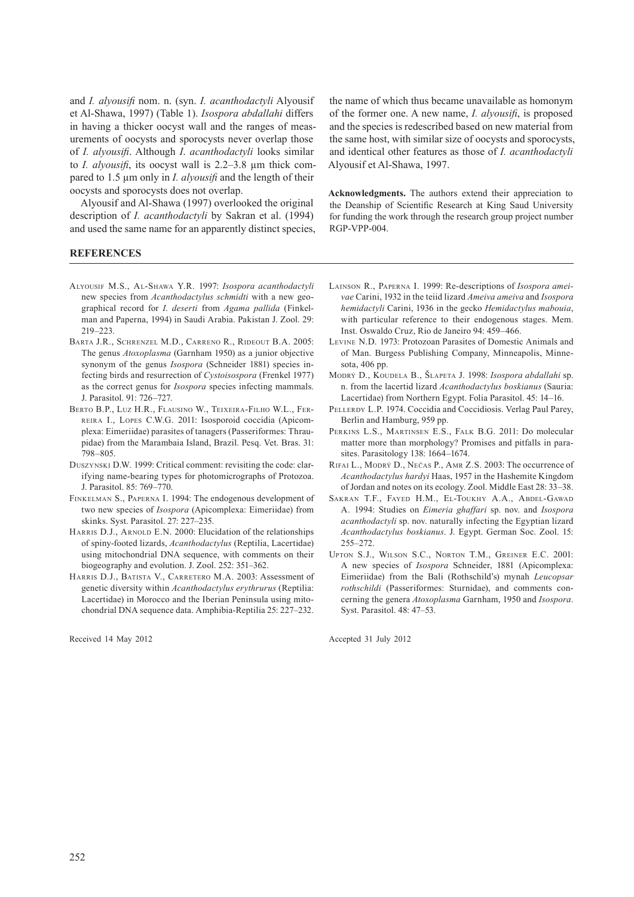and *I. alyousifi* nom. n. (syn. *I. acanthodactyli* Alyousif et Al-Shawa, 1997) (Table 1). *Isospora abdallahi* differs in having a thicker oocyst wall and the ranges of measurements of oocysts and sporocysts never overlap those of *I. alyousifi*. Although *I. acanthodactyli* looks similar to *I. alyousifi*, its oocyst wall is 2.2–3.8 µm thick compared to 1.5 µm only in *I. alyousifi* and the length of their oocysts and sporocysts does not overlap.

Alyousif and Al-Shawa (1997) overlooked the original description of *I. acanthodactyli* by Sakran et al. (1994) and used the same name for an apparently distinct species, the name of which thus became unavailable as homonym of the former one. A new name, *I. alyousifi*, is proposed and the species is redescribed based on new material from the same host, with similar size of oocysts and sporocysts, and identical other features as those of *I. acanthodactyli* Alyousif et Al-Shawa, 1997.

**Acknowledgments.** The authors extend their appreciation to the Deanship of Scientific Research at King Saud University for funding the work through the research group project number RGP-VPP-004.

## REFERENCES

Alyousif M.S., Al-Shawa Y.R. 1997: *Isospora acanthodactyli* new species from *Acanthodactylus schmidti* with a new geographical record for *I. deserti* from *Agama pallida* (Finkelman and Paperna, 1994) in Saudi Arabia. Pakistan J. Zool. 29: 219–223.

Barta J.R., Schrenzel M.D., Carreno R., Rideout B.A. 2005: The genus *Atoxoplasma* (Garnham 1950) as a junior objective synonym of the genus *Isospora* (Schneider 1881) species infecting birds and resurrection of *Cystoisospora* (Frenkel 1977) as the correct genus for *Isospora* species infecting mammals. J. Parasitol. 91: 726–727.

Berto B.P., Luz H.R., Flausino W., Teixeira-Filho W.L., Ferreira I., Lopes C.W.G. 2011: Isosporoid coccidia (Apicomplexa: Eimeriidae) parasites of tanagers (Passeriformes: Thraupidae) from the Marambaia Island, Brazil. Pesq. Vet. Bras. 31: 798–805.

Duszynski D.W. 1999: Critical comment: revisiting the code: clarifying name-bearing types for photomicrographs of Protozoa. J. Parasitol. 85: 769–770.

Finkelman S., Paperna I. 1994: The endogenous development of two new species of *Isospora* (Apicomplexa: Eimeriidae) from skinks. Syst. Parasitol. 27: 227–235.

Harris D.J., Arnold E.N. 2000: Elucidation of the relationships of spiny-footed lizards, *Acanthodactylus* (Reptilia, Lacertidae) using mitochondrial DNA sequence, with comments on their biogeography and evolution. J. Zool. 252: 351–362.

Harris D.J., Batista V., Carretero M.A. 2003: Assessment of genetic diversity within *Acanthodactylus erythrurus* (Reptilia: Lacertidae) in Morocco and the Iberian Peninsula using mitochondrial DNA sequence data. Amphibia-Reptilia 25: 227–232.

Lainson R., Paperna I. 1999: Re-descriptions of *Isospora ameivae* Carini, 1932 in the teiid lizard *Ameiva ameiva* and *Isospora hemidactyli* Carini, 1936 in the gecko *Hemidactylus mabouia*, with particular reference to their endogenous stages. Mem. Inst. Oswaldo Cruz, Rio de Janeiro 94: 459–466.

Levine N.D. 1973: Protozoan Parasites of Domestic Animals and of Man. Burgess Publishing Company, Minneapolis, Minnesota, 406 pp.

Modrý D., Koudela B., Šlapeta J. 1998: *Isospora abdallahi* sp. n. from the lacertid lizard *Acanthodactylus boskianus* (Sauria: Lacertidae) from Northern Egypt. Folia Parasitol. 45: 14–16.

Pellerdy L.P. 1974. Coccidia and Coccidiosis. Verlag Paul Parey, Berlin and Hamburg, 959 pp.

Perkins L.S., Martinsen E.S., Falk B.G. 2011: Do molecular matter more than morphology? Promises and pitfalls in parasites. Parasitology 138: 1664–1674.

Rifai L., Modrý D., Nečas P., Amr Z.S. 2003: The occurrence of *Acanthodactylus hardyi* Haas, 1957 in the Hashemite Kingdom of Jordan and notes on its ecology. Zool. Middle East 28: 33–38.

Sakran T.F., Fayed H.M., El-Toukhy A.A., Abdel-Gawad A. 1994: Studies on *Eimeria ghaffari* sp. nov. and *Isospora acanthodactyli* sp. nov. naturally infecting the Egyptian lizard *Acanthodactylus boskianus*. J. Egypt. German Soc. Zool. 15: 255–272.

Upton S.J., Wilson S.C., Norton T.M., Greiner E.C. 2001: A new species of *Isospora* Schneider, 1881 (Apicomplexa: Eimeriidae) from the Bali (Rothschild's) mynah *Leucopsar rothschildi* (Passeriformes: Sturnidae), and comments concerning the genera *Atoxoplasma* Garnham, 1950 and *Isospora*. Syst. Parasitol. 48: 47–53.

Received 14 May 2012

Accepted 31 July 2012